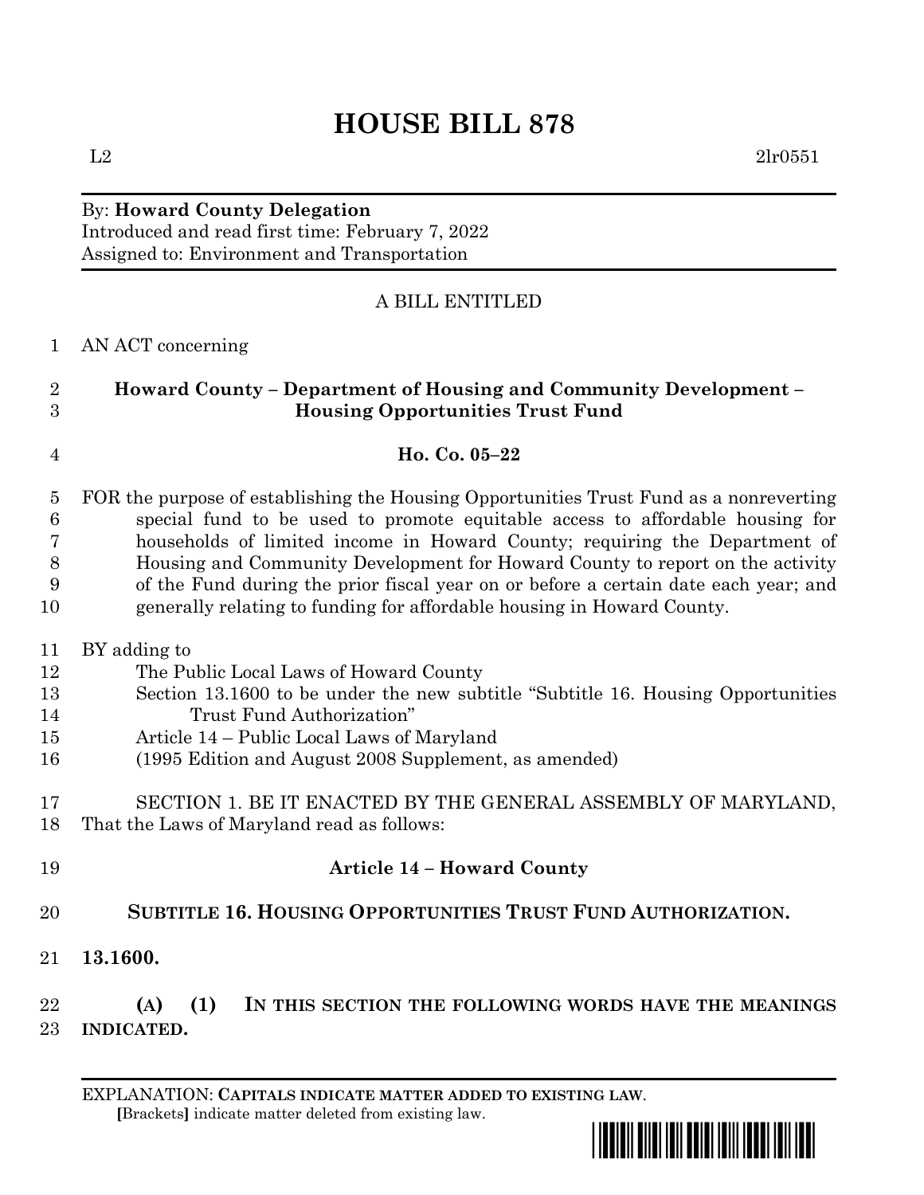# HOUSE BILL 878

L2 2lr0551

By: **Howard County Delegation**
Introduced and read first time: February 7, 2022
Assigned to: Environment and Transportation

A BILL ENTITLED

AN ACT concerning

**Howard County – Department of Housing and Community Development – Housing Opportunities Trust Fund**

**Ho. Co. 05–22**

FOR the purpose of establishing the Housing Opportunities Trust Fund as a nonreverting special fund to be used to promote equitable access to affordable housing for households of limited income in Howard County; requiring the Department of Housing and Community Development for Howard County to report on the activity of the Fund during the prior fiscal year on or before a certain date each year; and generally relating to funding for affordable housing in Howard County.

BY adding to
The Public Local Laws of Howard County
Section 13.1600 to be under the new subtitle "Subtitle 16. Housing Opportunities Trust Fund Authorization"
Article 14 – Public Local Laws of Maryland
(1995 Edition and August 2008 Supplement, as amended)

SECTION 1. BE IT ENACTED BY THE GENERAL ASSEMBLY OF MARYLAND, That the Laws of Maryland read as follows:

**Article 14 – Howard County**

**SUBTITLE 16. HOUSING OPPORTUNITIES TRUST FUND AUTHORIZATION.**

**13.1600.**

**(A) (1) IN THIS SECTION THE FOLLOWING WORDS HAVE THE MEANINGS INDICATED.**

EXPLANATION: **CAPITALS INDICATE MATTER ADDED TO EXISTING LAW**.
**[**Brackets**]** indicate matter deleted from existing law.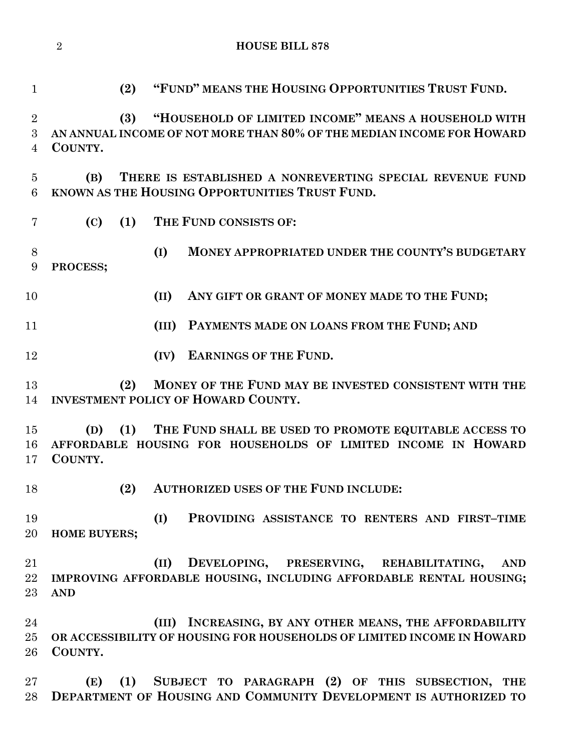**(2) "FUND" MEANS THE HOUSING OPPORTUNITIES TRUST FUND.**

**(3) "HOUSEHOLD OF LIMITED INCOME" MEANS A HOUSEHOLD WITH AN ANNUAL INCOME OF NOT MORE THAN 80% OF THE MEDIAN INCOME FOR HOWARD COUNTY.**

**(B) THERE IS ESTABLISHED A NONREVERTING SPECIAL REVENUE FUND KNOWN AS THE HOUSING OPPORTUNITIES TRUST FUND.**

**(C) (1) THE FUND CONSISTS OF:**

**(I) MONEY APPROPRIATED UNDER THE COUNTY'S BUDGETARY PROCESS;**

**(II) ANY GIFT OR GRANT OF MONEY MADE TO THE FUND;**

**(III) PAYMENTS MADE ON LOANS FROM THE FUND; AND**

**(IV) EARNINGS OF THE FUND.**

**(2) MONEY OF THE FUND MAY BE INVESTED CONSISTENT WITH THE INVESTMENT POLICY OF HOWARD COUNTY.**

**(D) (1) THE FUND SHALL BE USED TO PROMOTE EQUITABLE ACCESS TO AFFORDABLE HOUSING FOR HOUSEHOLDS OF LIMITED INCOME IN HOWARD COUNTY.**

**(2) AUTHORIZED USES OF THE FUND INCLUDE:**

**(I) PROVIDING ASSISTANCE TO RENTERS AND FIRST–TIME HOME BUYERS;**

**(II) DEVELOPING, PRESERVING, REHABILITATING, AND IMPROVING AFFORDABLE HOUSING, INCLUDING AFFORDABLE RENTAL HOUSING; AND**

**(III) INCREASING, BY ANY OTHER MEANS, THE AFFORDABILITY OR ACCESSIBILITY OF HOUSING FOR HOUSEHOLDS OF LIMITED INCOME IN HOWARD COUNTY.**

**(E) (1) SUBJECT TO PARAGRAPH (2) OF THIS SUBSECTION, THE DEPARTMENT OF HOUSING AND COMMUNITY DEVELOPMENT IS AUTHORIZED TO**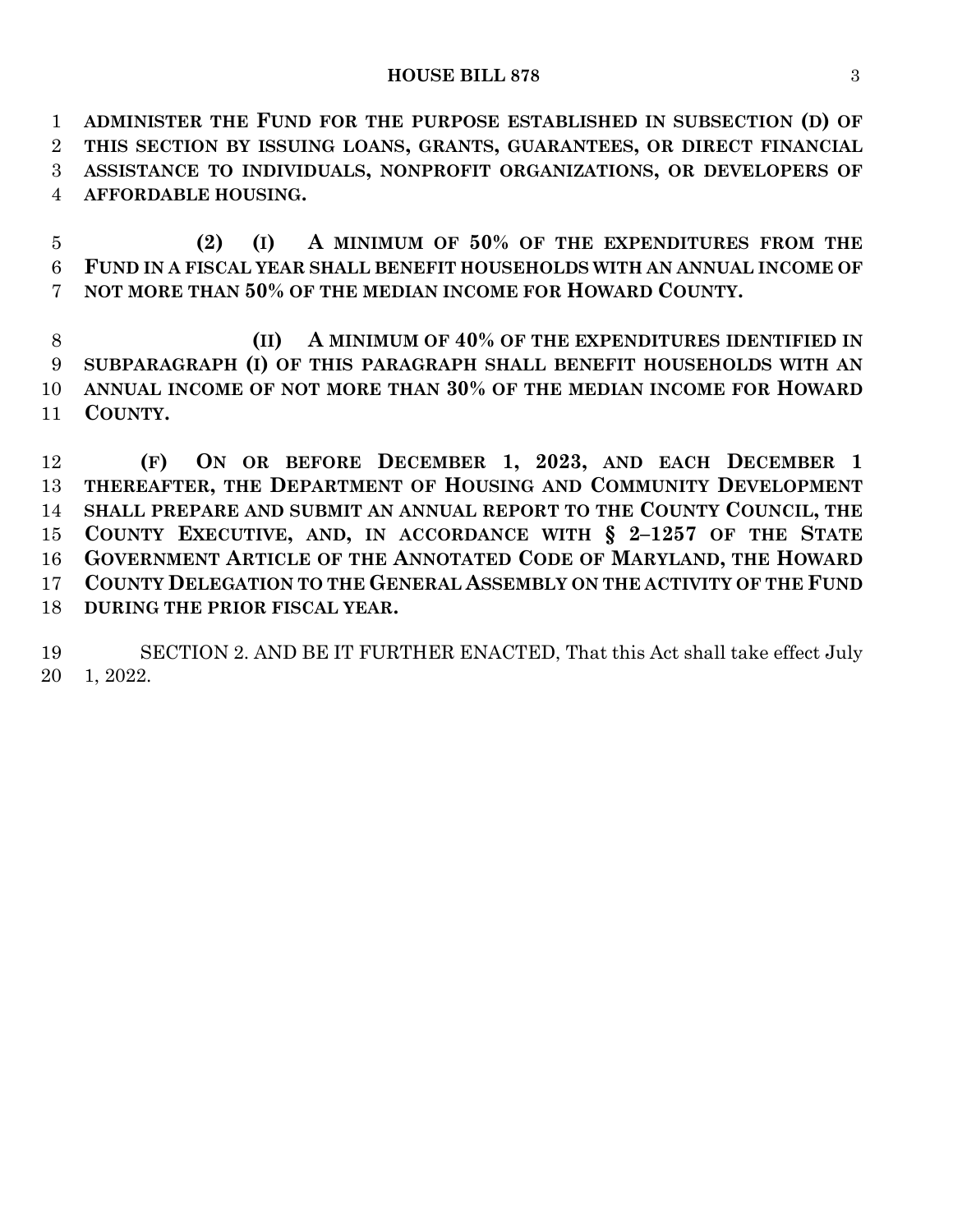**ADMINISTER THE FUND FOR THE PURPOSE ESTABLISHED IN SUBSECTION (D) OF THIS SECTION BY ISSUING LOANS, GRANTS, GUARANTEES, OR DIRECT FINANCIAL ASSISTANCE TO INDIVIDUALS, NONPROFIT ORGANIZATIONS, OR DEVELOPERS OF AFFORDABLE HOUSING.**

**(2) (I) A MINIMUM OF 50% OF THE EXPENDITURES FROM THE FUND IN A FISCAL YEAR SHALL BENEFIT HOUSEHOLDS WITH AN ANNUAL INCOME OF NOT MORE THAN 50% OF THE MEDIAN INCOME FOR HOWARD COUNTY.**

**(II) A MINIMUM OF 40% OF THE EXPENDITURES IDENTIFIED IN SUBPARAGRAPH (I) OF THIS PARAGRAPH SHALL BENEFIT HOUSEHOLDS WITH AN ANNUAL INCOME OF NOT MORE THAN 30% OF THE MEDIAN INCOME FOR HOWARD COUNTY.**

**(F) ON OR BEFORE DECEMBER 1, 2023, AND EACH DECEMBER 1 THEREAFTER, THE DEPARTMENT OF HOUSING AND COMMUNITY DEVELOPMENT SHALL PREPARE AND SUBMIT AN ANNUAL REPORT TO THE COUNTY COUNCIL, THE COUNTY EXECUTIVE, AND, IN ACCORDANCE WITH § 2–1257 OF THE STATE GOVERNMENT ARTICLE OF THE ANNOTATED CODE OF MARYLAND, THE HOWARD COUNTY DELEGATION TO THE GENERAL ASSEMBLY ON THE ACTIVITY OF THE FUND DURING THE PRIOR FISCAL YEAR.**

SECTION 2. AND BE IT FURTHER ENACTED, That this Act shall take effect July 1, 2022.